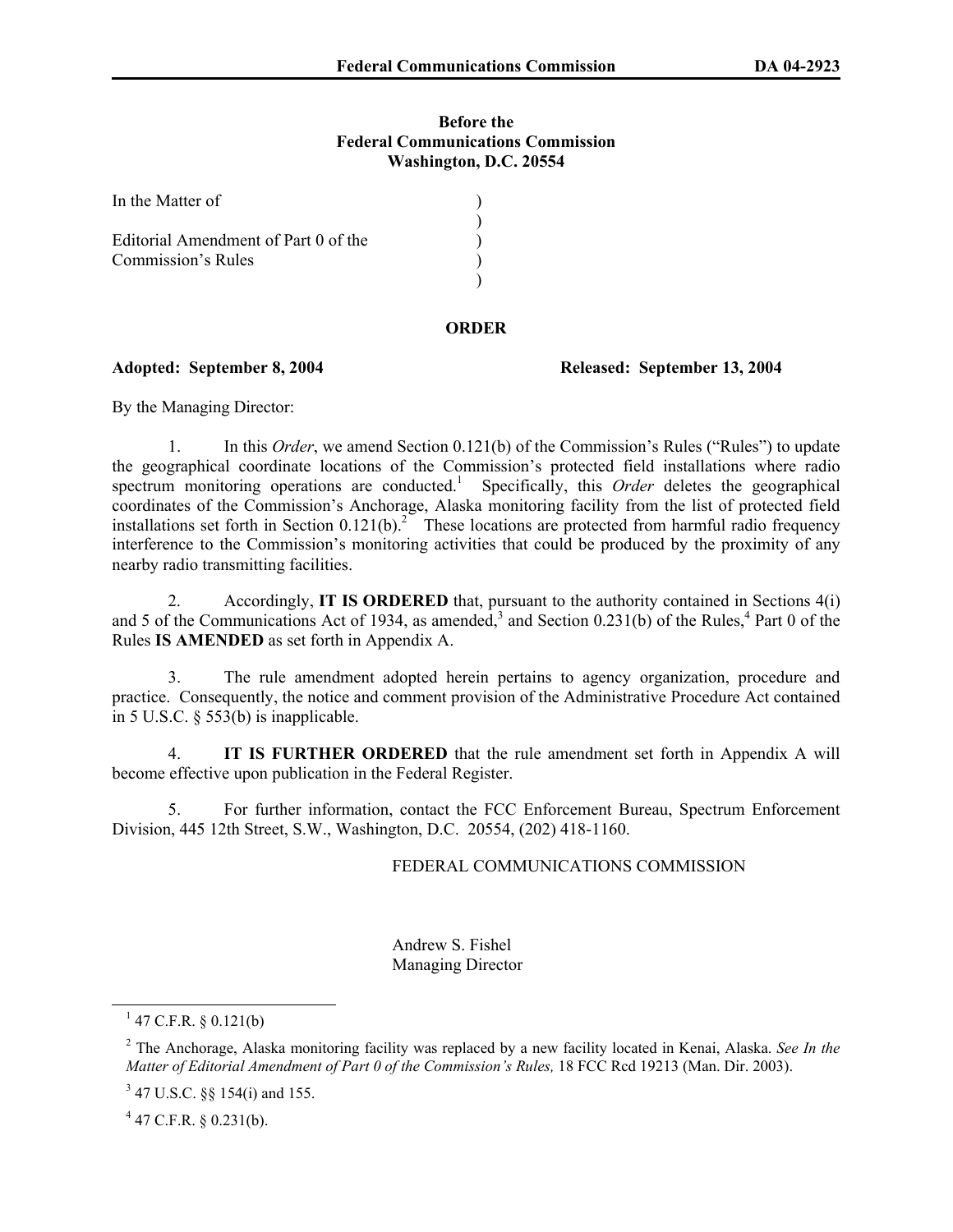**Before the**
**Federal Communications Commission**
**Washington, D.C. 20554**

| | |
|---|---|
| In the Matter of | ) |
| | ) |
| Editorial Amendment of Part 0 of the Commission's Rules | ) |
| | ) |

**ORDER**

**Adopted: September 8, 2004** **Released: September 13, 2004**

By the Managing Director:

1. In this *Order*, we amend Section 0.121(b) of the Commission's Rules ("Rules") to update the geographical coordinate locations of the Commission's protected field installations where radio spectrum monitoring operations are conducted.[1] Specifically, this *Order* deletes the geographical coordinates of the Commission's Anchorage, Alaska monitoring facility from the list of protected field installations set forth in Section 0.121(b).[2] These locations are protected from harmful radio frequency interference to the Commission's monitoring activities that could be produced by the proximity of any nearby radio transmitting facilities.

2. Accordingly, **IT IS ORDERED** that, pursuant to the authority contained in Sections 4(i) and 5 of the Communications Act of 1934, as amended,[3] and Section 0.231(b) of the Rules,[4] Part 0 of the Rules **IS AMENDED** as set forth in Appendix A.

3. The rule amendment adopted herein pertains to agency organization, procedure and practice. Consequently, the notice and comment provision of the Administrative Procedure Act contained in 5 U.S.C. § 553(b) is inapplicable.

4. **IT IS FURTHER ORDERED** that the rule amendment set forth in Appendix A will become effective upon publication in the Federal Register.

5. For further information, contact the FCC Enforcement Bureau, Spectrum Enforcement Division, 445 12th Street, S.W., Washington, D.C. 20554, (202) 418-1160.

FEDERAL COMMUNICATIONS COMMISSION

Andrew S. Fishel
Managing Director

---

[1] 47 C.F.R. § 0.121(b)

[2] The Anchorage, Alaska monitoring facility was replaced by a new facility located in Kenai, Alaska. *See In the Matter of Editorial Amendment of Part 0 of the Commission's Rules,* 18 FCC Rcd 19213 (Man. Dir. 2003).

[3] 47 U.S.C. §§ 154(i) and 155.

[4] 47 C.F.R. § 0.231(b).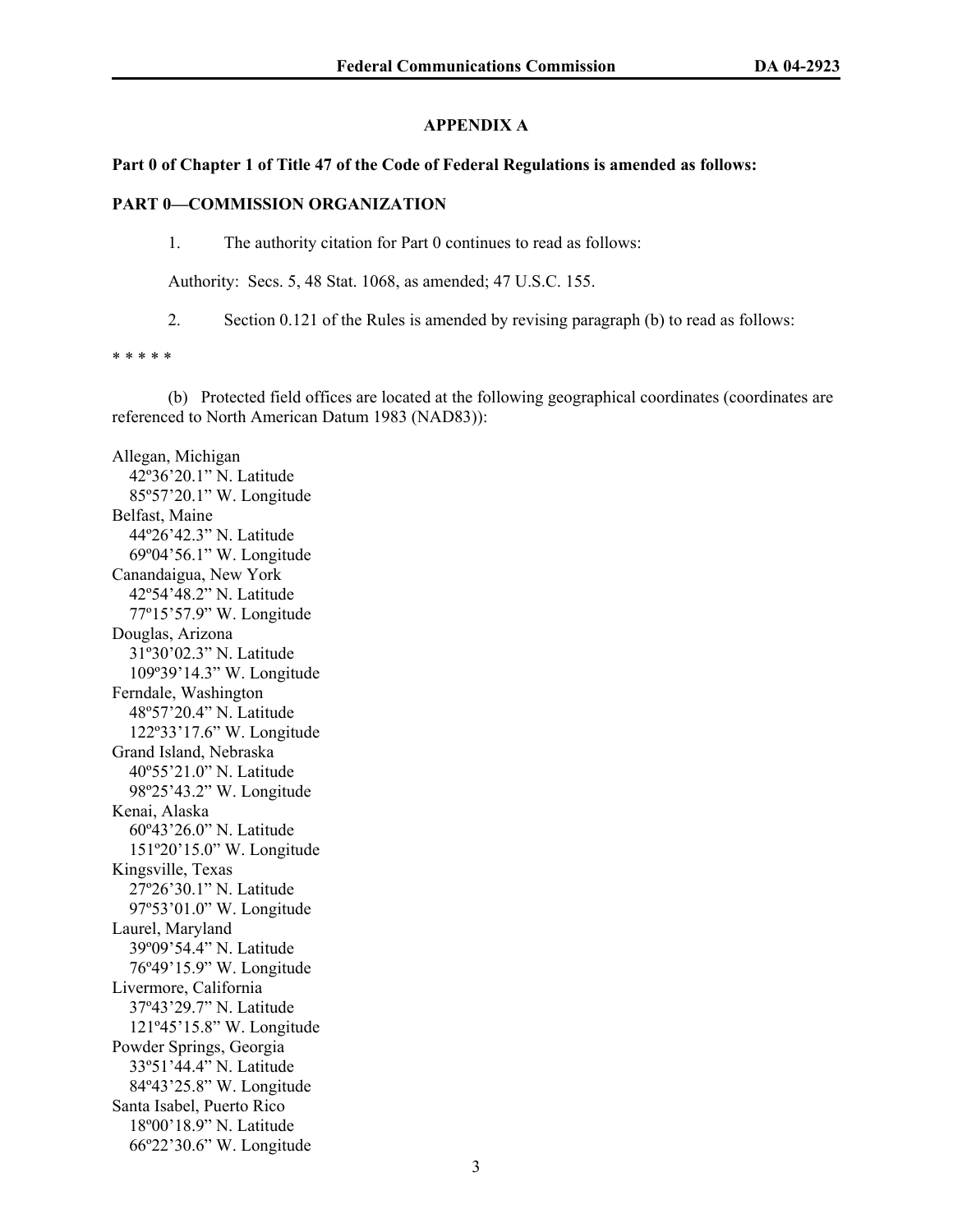## APPENDIX A

**Part 0 of Chapter 1 of Title 47 of the Code of Federal Regulations is amended as follows:**

**PART 0—COMMISSION ORGANIZATION**

1. The authority citation for Part 0 continues to read as follows:

Authority: Secs. 5, 48 Stat. 1068, as amended; 47 U.S.C. 155.

2. Section 0.121 of the Rules is amended by revising paragraph (b) to read as follows:

* * * * *

(b) Protected field offices are located at the following geographical coordinates (coordinates are referenced to North American Datum 1983 (NAD83)):

Allegan, Michigan
42º36'20.1" N. Latitude
85º57'20.1" W. Longitude

Belfast, Maine
44º26'42.3" N. Latitude
69º04'56.1" W. Longitude

Canandaigua, New York
42º54'48.2" N. Latitude
77º15'57.9" W. Longitude

Douglas, Arizona
31º30'02.3" N. Latitude
109º39'14.3" W. Longitude

Ferndale, Washington
48º57'20.4" N. Latitude
122º33'17.6" W. Longitude

Grand Island, Nebraska
40º55'21.0" N. Latitude
98º25'43.2" W. Longitude

Kenai, Alaska
60º43'26.0" N. Latitude
151º20'15.0" W. Longitude

Kingsville, Texas
27º26'30.1" N. Latitude
97º53'01.0" W. Longitude

Laurel, Maryland
39º09'54.4" N. Latitude
76º49'15.9" W. Longitude

Livermore, California
37º43'29.7" N. Latitude
121º45'15.8" W. Longitude

Powder Springs, Georgia
33º51'44.4" N. Latitude
84º43'25.8" W. Longitude

Santa Isabel, Puerto Rico
18º00'18.9" N. Latitude
66º22'30.6" W. Longitude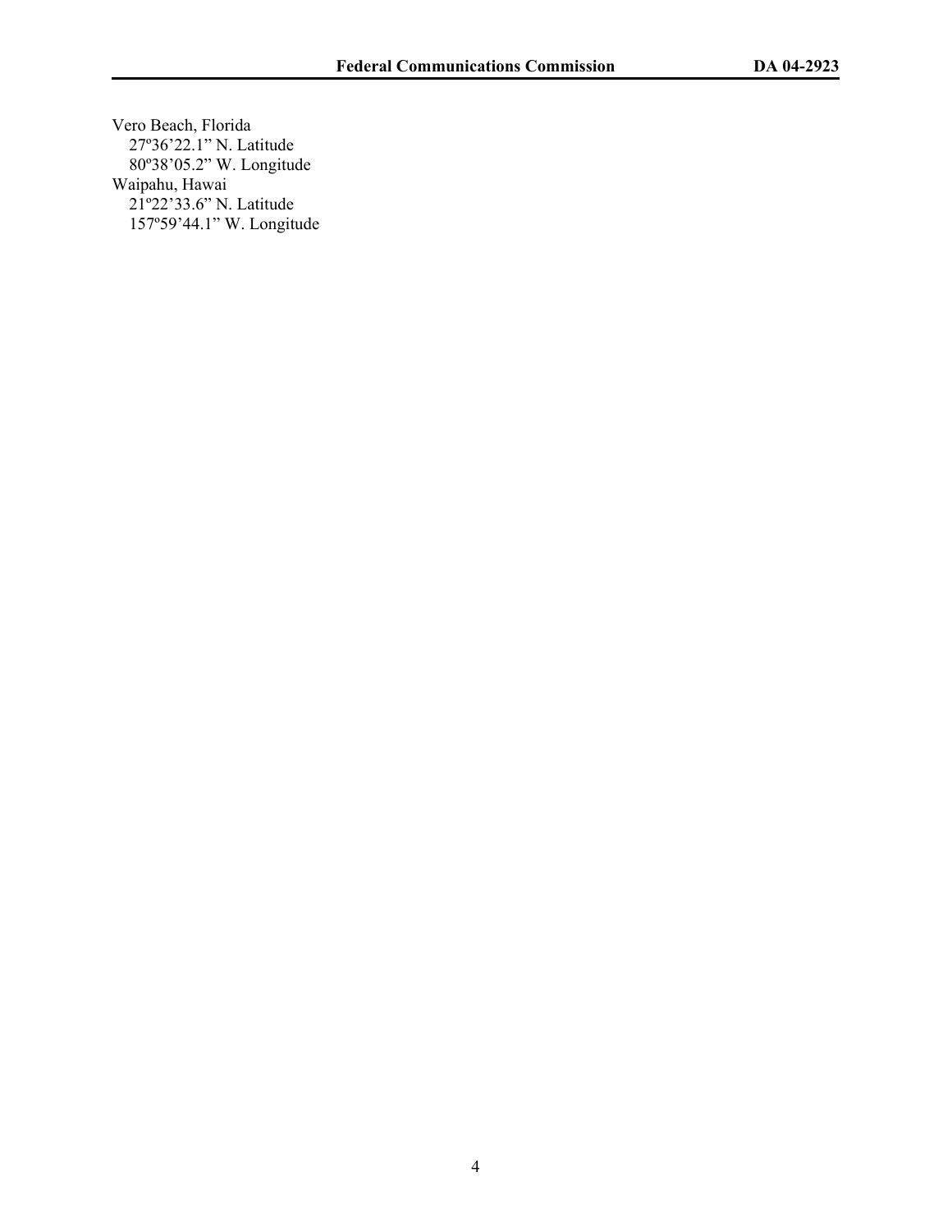Vero Beach, Florida
   27º36'22.1" N. Latitude
   80º38'05.2" W. Longitude
Waipahu, Hawai
   21º22'33.6" N. Latitude
   157º59'44.1" W. Longitude